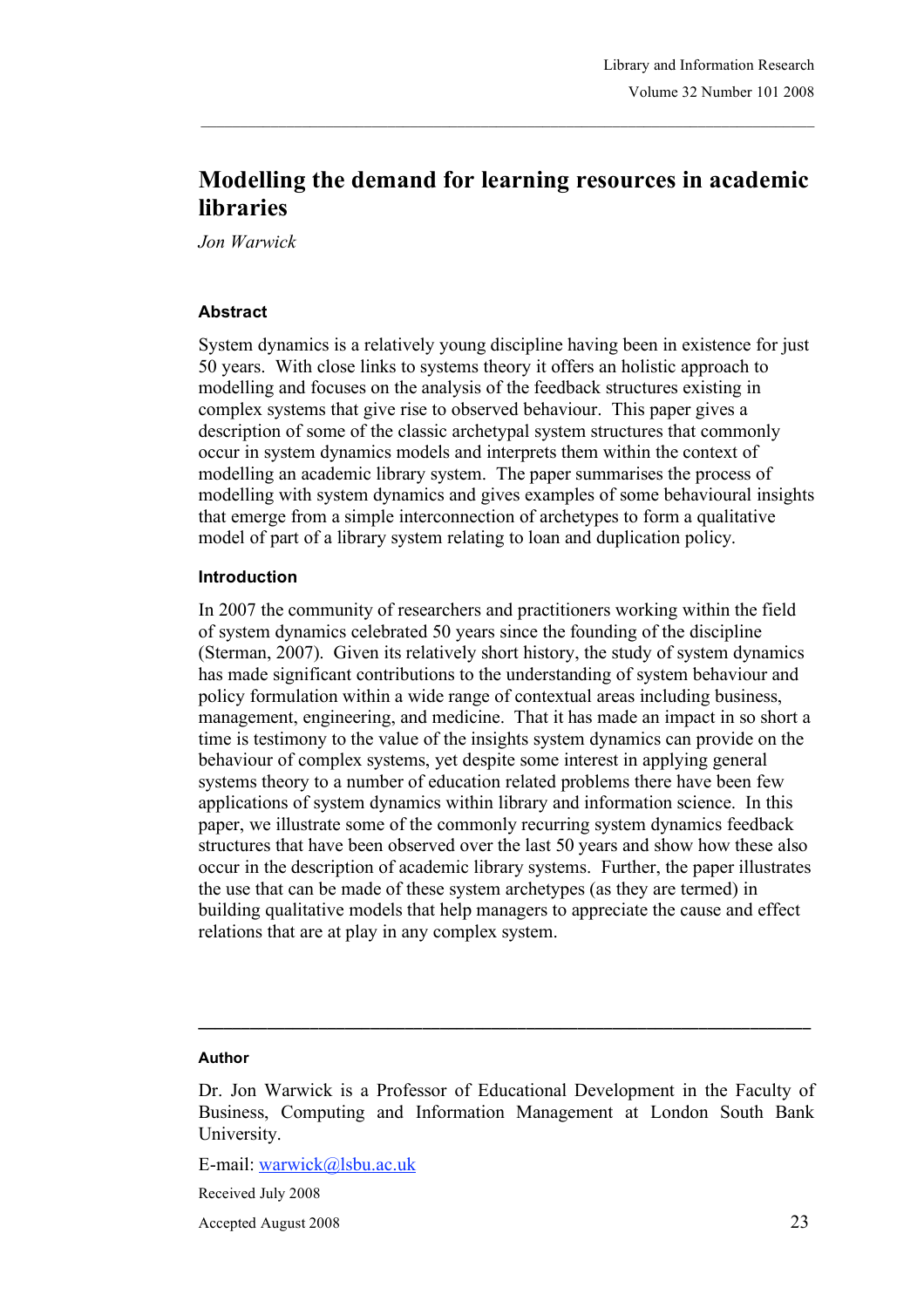# Modelling the demand for learning resources in academic libraries

*Jon Warwick*

### Abstract

System dynamics is a relatively young discipline having been in existence for just 50 years. With close links to systems theory it offers an holistic approach to modelling and focuses on the analysis of the feedback structures existing in complex systems that give rise to observed behaviour. This paper gives a description of some of the classic archetypal system structures that commonly occur in system dynamics models and interprets them within the context of modelling an academic library system. The paper summarises the process of modelling with system dynamics and gives examples of some behavioural insights that emerge from a simple interconnection of archetypes to form a qualitative model of part of a library system relating to loan and duplication policy.

### Introduction

In 2007 the community of researchers and practitioners working within the field of system dynamics celebrated 50 years since the founding of the discipline (Sterman, 2007). Given its relatively short history, the study of system dynamics has made significant contributions to the understanding of system behaviour and policy formulation within a wide range of contextual areas including business, management, engineering, and medicine. That it has made an impact in so short a time is testimony to the value of the insights system dynamics can provide on the behaviour of complex systems, yet despite some interest in applying general systems theory to a number of education related problems there have been few applications of system dynamics within library and information science. In this paper, we illustrate some of the commonly recurring system dynamics feedback structures that have been observed over the last 50 years and show how these also occur in the description of academic library systems. Further, the paper illustrates the use that can be made of these system archetypes (as they are termed) in building qualitative models that help managers to appreciate the cause and effect relations that are at play in any complex system.

---

### Author

Dr. Jon Warwick is a Professor of Educational Development in the Faculty of Business, Computing and Information Management at London South Bank University.

E-mail: warwick@lsbu.ac.uk

Received July 2008

Accepted August 2008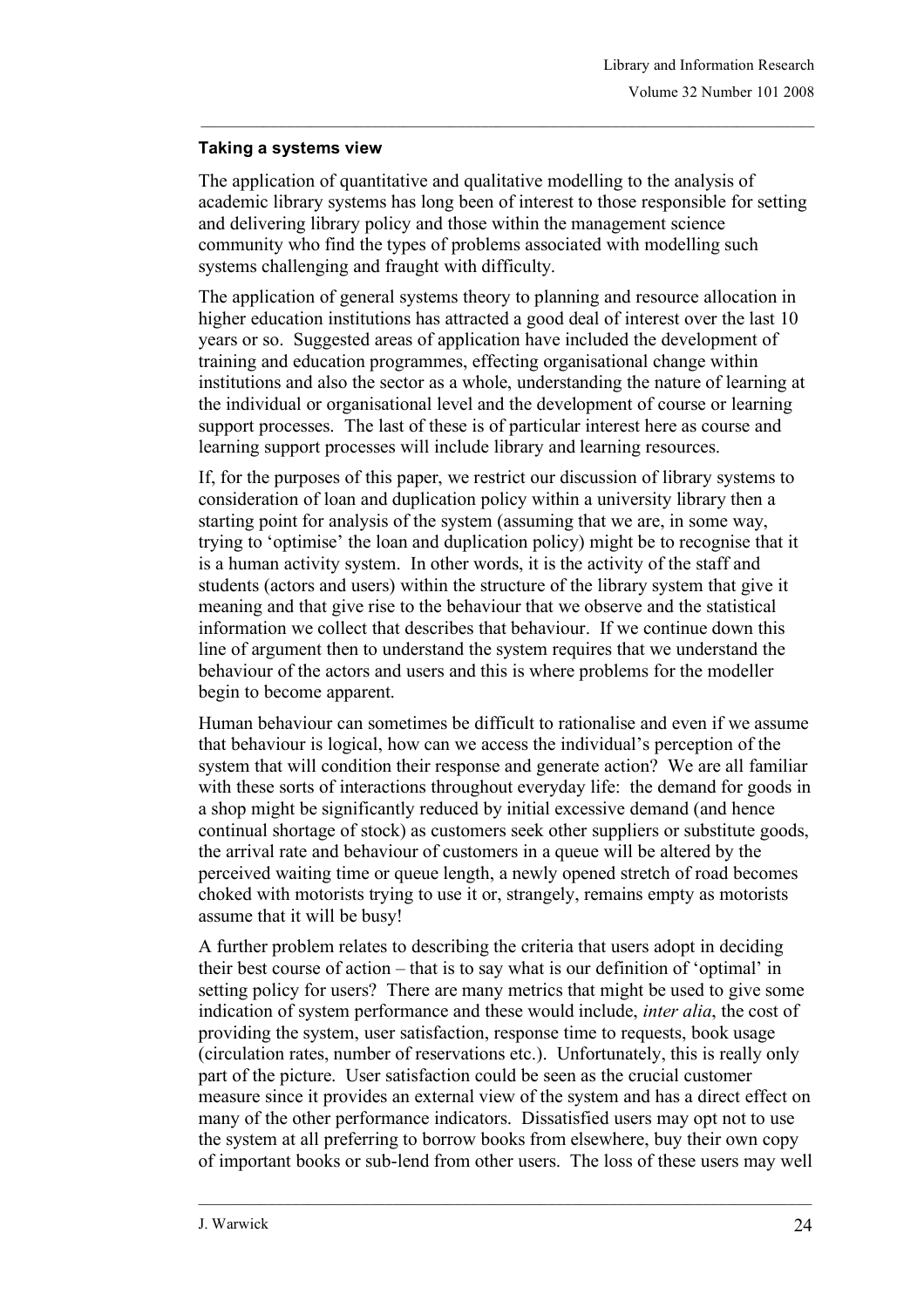### Taking a systems view

The application of quantitative and qualitative modelling to the analysis of academic library systems has long been of interest to those responsible for setting and delivering library policy and those within the management science community who find the types of problems associated with modelling such systems challenging and fraught with difficulty.

The application of general systems theory to planning and resource allocation in higher education institutions has attracted a good deal of interest over the last 10 years or so. Suggested areas of application have included the development of training and education programmes, effecting organisational change within institutions and also the sector as a whole, understanding the nature of learning at the individual or organisational level and the development of course or learning support processes. The last of these is of particular interest here as course and learning support processes will include library and learning resources.

If, for the purposes of this paper, we restrict our discussion of library systems to consideration of loan and duplication policy within a university library then a starting point for analysis of the system (assuming that we are, in some way, trying to 'optimise' the loan and duplication policy) might be to recognise that it is a human activity system. In other words, it is the activity of the staff and students (actors and users) within the structure of the library system that give it meaning and that give rise to the behaviour that we observe and the statistical information we collect that describes that behaviour. If we continue down this line of argument then to understand the system requires that we understand the behaviour of the actors and users and this is where problems for the modeller begin to become apparent.

Human behaviour can sometimes be difficult to rationalise and even if we assume that behaviour is logical, how can we access the individual's perception of the system that will condition their response and generate action? We are all familiar with these sorts of interactions throughout everyday life: the demand for goods in a shop might be significantly reduced by initial excessive demand (and hence continual shortage of stock) as customers seek other suppliers or substitute goods, the arrival rate and behaviour of customers in a queue will be altered by the perceived waiting time or queue length, a newly opened stretch of road becomes choked with motorists trying to use it or, strangely, remains empty as motorists assume that it will be busy!

A further problem relates to describing the criteria that users adopt in deciding their best course of action – that is to say what is our definition of 'optimal' in setting policy for users? There are many metrics that might be used to give some indication of system performance and these would include, *inter alia*, the cost of providing the system, user satisfaction, response time to requests, book usage (circulation rates, number of reservations etc.). Unfortunately, this is really only part of the picture. User satisfaction could be seen as the crucial customer measure since it provides an external view of the system and has a direct effect on many of the other performance indicators. Dissatisfied users may opt not to use the system at all preferring to borrow books from elsewhere, buy their own copy of important books or sub-lend from other users. The loss of these users may well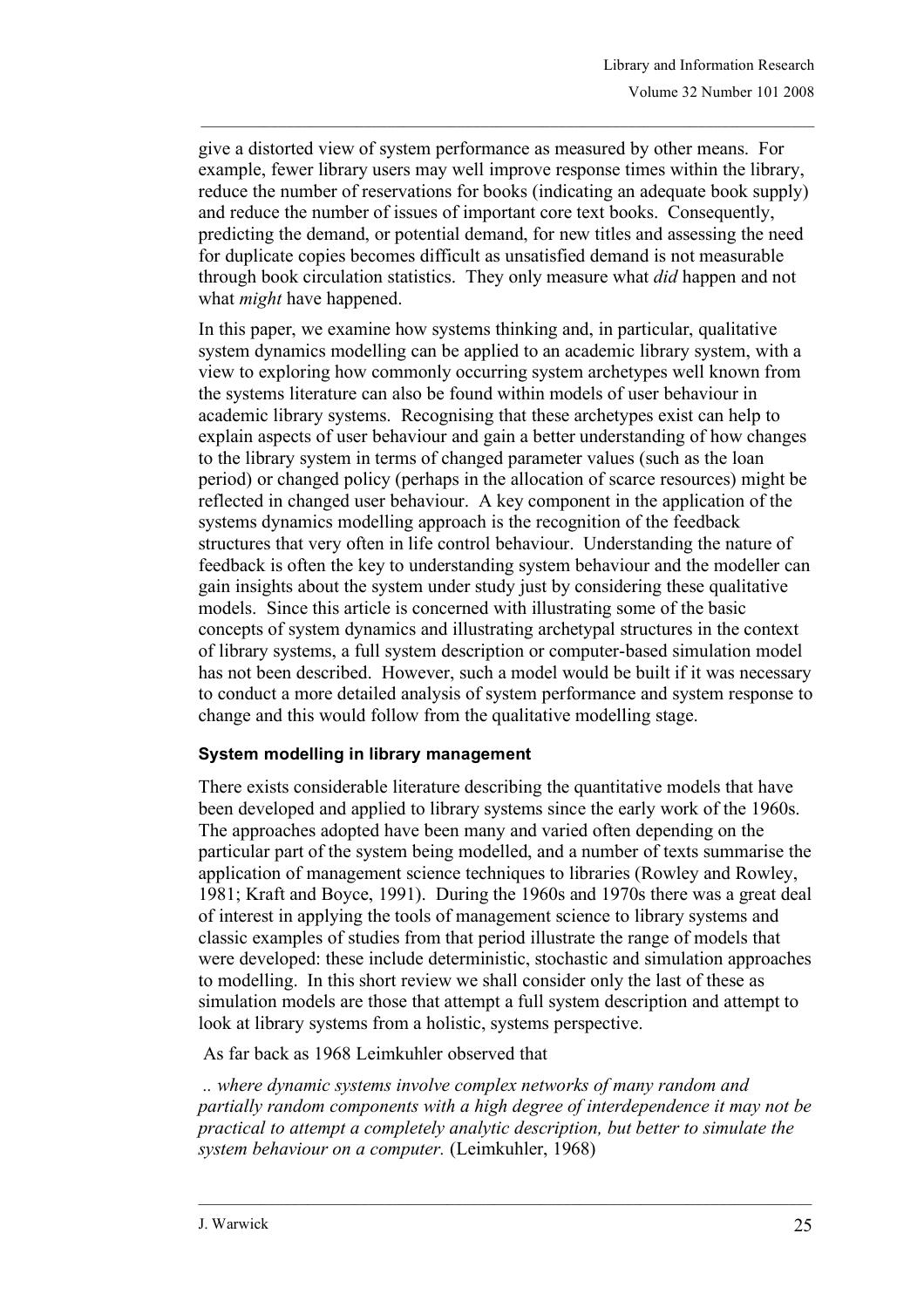give a distorted view of system performance as measured by other means. For example, fewer library users may well improve response times within the library, reduce the number of reservations for books (indicating an adequate book supply) and reduce the number of issues of important core text books. Consequently, predicting the demand, or potential demand, for new titles and assessing the need for duplicate copies becomes difficult as unsatisfied demand is not measurable through book circulation statistics. They only measure what *did* happen and not what *might* have happened.

In this paper, we examine how systems thinking and, in particular, qualitative system dynamics modelling can be applied to an academic library system, with a view to exploring how commonly occurring system archetypes well known from the systems literature can also be found within models of user behaviour in academic library systems. Recognising that these archetypes exist can help to explain aspects of user behaviour and gain a better understanding of how changes to the library system in terms of changed parameter values (such as the loan period) or changed policy (perhaps in the allocation of scarce resources) might be reflected in changed user behaviour. A key component in the application of the systems dynamics modelling approach is the recognition of the feedback structures that very often in life control behaviour. Understanding the nature of feedback is often the key to understanding system behaviour and the modeller can gain insights about the system under study just by considering these qualitative models. Since this article is concerned with illustrating some of the basic concepts of system dynamics and illustrating archetypal structures in the context of library systems, a full system description or computer-based simulation model has not been described. However, such a model would be built if it was necessary to conduct a more detailed analysis of system performance and system response to change and this would follow from the qualitative modelling stage.

### System modelling in library management

There exists considerable literature describing the quantitative models that have been developed and applied to library systems since the early work of the 1960s. The approaches adopted have been many and varied often depending on the particular part of the system being modelled, and a number of texts summarise the application of management science techniques to libraries (Rowley and Rowley, 1981; Kraft and Boyce, 1991). During the 1960s and 1970s there was a great deal of interest in applying the tools of management science to library systems and classic examples of studies from that period illustrate the range of models that were developed: these include deterministic, stochastic and simulation approaches to modelling. In this short review we shall consider only the last of these as simulation models are those that attempt a full system description and attempt to look at library systems from a holistic, systems perspective.

As far back as 1968 Leimkuhler observed that

*.. where dynamic systems involve complex networks of many random and partially random components with a high degree of interdependence it may not be practical to attempt a completely analytic description, but better to simulate the system behaviour on a computer.* (Leimkuhler, 1968)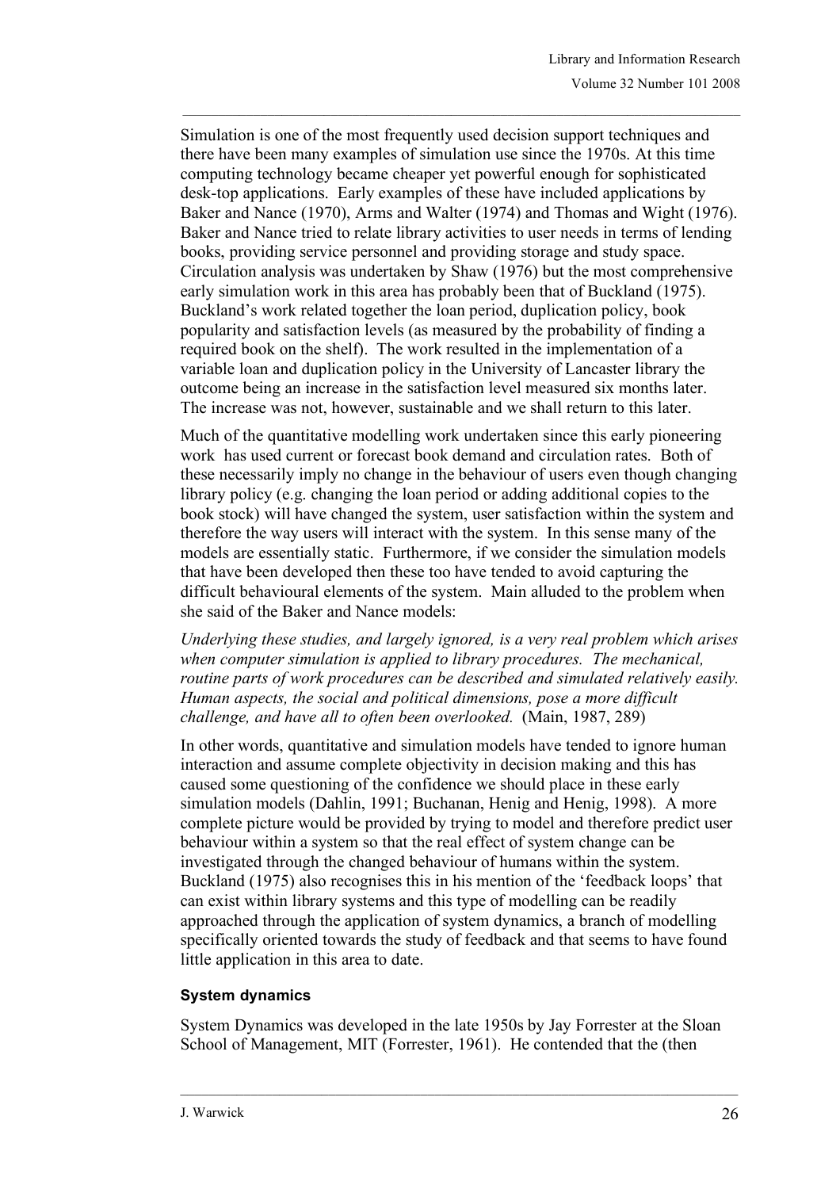Simulation is one of the most frequently used decision support techniques and there have been many examples of simulation use since the 1970s. At this time computing technology became cheaper yet powerful enough for sophisticated desk-top applications. Early examples of these have included applications by Baker and Nance (1970), Arms and Walter (1974) and Thomas and Wight (1976). Baker and Nance tried to relate library activities to user needs in terms of lending books, providing service personnel and providing storage and study space. Circulation analysis was undertaken by Shaw (1976) but the most comprehensive early simulation work in this area has probably been that of Buckland (1975). Buckland's work related together the loan period, duplication policy, book popularity and satisfaction levels (as measured by the probability of finding a required book on the shelf). The work resulted in the implementation of a variable loan and duplication policy in the University of Lancaster library the outcome being an increase in the satisfaction level measured six months later. The increase was not, however, sustainable and we shall return to this later.

Much of the quantitative modelling work undertaken since this early pioneering work has used current or forecast book demand and circulation rates. Both of these necessarily imply no change in the behaviour of users even though changing library policy (e.g. changing the loan period or adding additional copies to the book stock) will have changed the system, user satisfaction within the system and therefore the way users will interact with the system. In this sense many of the models are essentially static. Furthermore, if we consider the simulation models that have been developed then these too have tended to avoid capturing the difficult behavioural elements of the system. Main alluded to the problem when she said of the Baker and Nance models:

*Underlying these studies, and largely ignored, is a very real problem which arises when computer simulation is applied to library procedures. The mechanical, routine parts of work procedures can be described and simulated relatively easily. Human aspects, the social and political dimensions, pose a more difficult challenge, and have all to often been overlooked.* (Main, 1987, 289)

In other words, quantitative and simulation models have tended to ignore human interaction and assume complete objectivity in decision making and this has caused some questioning of the confidence we should place in these early simulation models (Dahlin, 1991; Buchanan, Henig and Henig, 1998). A more complete picture would be provided by trying to model and therefore predict user behaviour within a system so that the real effect of system change can be investigated through the changed behaviour of humans within the system. Buckland (1975) also recognises this in his mention of the 'feedback loops' that can exist within library systems and this type of modelling can be readily approached through the application of system dynamics, a branch of modelling specifically oriented towards the study of feedback and that seems to have found little application in this area to date.

### System dynamics

System Dynamics was developed in the late 1950s by Jay Forrester at the Sloan School of Management, MIT (Forrester, 1961). He contended that the (then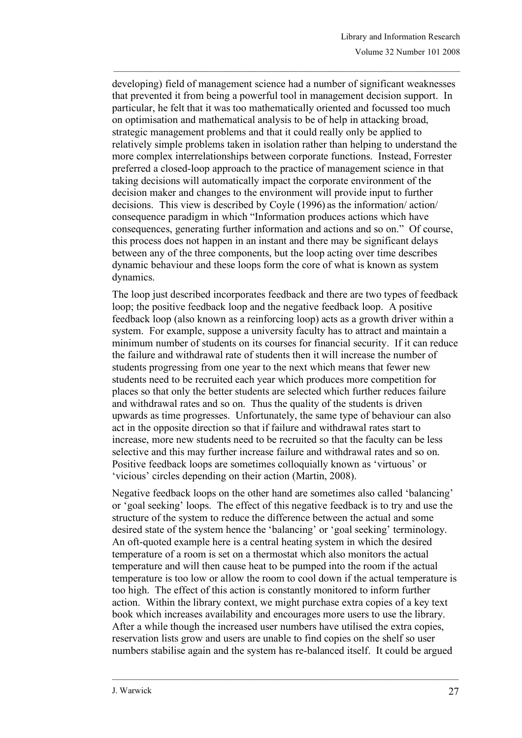developing) field of management science had a number of significant weaknesses that prevented it from being a powerful tool in management decision support. In particular, he felt that it was too mathematically oriented and focussed too much on optimisation and mathematical analysis to be of help in attacking broad, strategic management problems and that it could really only be applied to relatively simple problems taken in isolation rather than helping to understand the more complex interrelationships between corporate functions. Instead, Forrester preferred a closed-loop approach to the practice of management science in that taking decisions will automatically impact the corporate environment of the decision maker and changes to the environment will provide input to further decisions. This view is described by Coyle (1996) as the information/ action/ consequence paradigm in which "Information produces actions which have consequences, generating further information and actions and so on." Of course, this process does not happen in an instant and there may be significant delays between any of the three components, but the loop acting over time describes dynamic behaviour and these loops form the core of what is known as system dynamics.

The loop just described incorporates feedback and there are two types of feedback loop; the positive feedback loop and the negative feedback loop. A positive feedback loop (also known as a reinforcing loop) acts as a growth driver within a system. For example, suppose a university faculty has to attract and maintain a minimum number of students on its courses for financial security. If it can reduce the failure and withdrawal rate of students then it will increase the number of students progressing from one year to the next which means that fewer new students need to be recruited each year which produces more competition for places so that only the better students are selected which further reduces failure and withdrawal rates and so on. Thus the quality of the students is driven upwards as time progresses. Unfortunately, the same type of behaviour can also act in the opposite direction so that if failure and withdrawal rates start to increase, more new students need to be recruited so that the faculty can be less selective and this may further increase failure and withdrawal rates and so on. Positive feedback loops are sometimes colloquially known as 'virtuous' or 'vicious' circles depending on their action (Martin, 2008).

Negative feedback loops on the other hand are sometimes also called 'balancing' or 'goal seeking' loops. The effect of this negative feedback is to try and use the structure of the system to reduce the difference between the actual and some desired state of the system hence the 'balancing' or 'goal seeking' terminology. An oft-quoted example here is a central heating system in which the desired temperature of a room is set on a thermostat which also monitors the actual temperature and will then cause heat to be pumped into the room if the actual temperature is too low or allow the room to cool down if the actual temperature is too high. The effect of this action is constantly monitored to inform further action. Within the library context, we might purchase extra copies of a key text book which increases availability and encourages more users to use the library. After a while though the increased user numbers have utilised the extra copies, reservation lists grow and users are unable to find copies on the shelf so user numbers stabilise again and the system has re-balanced itself. It could be argued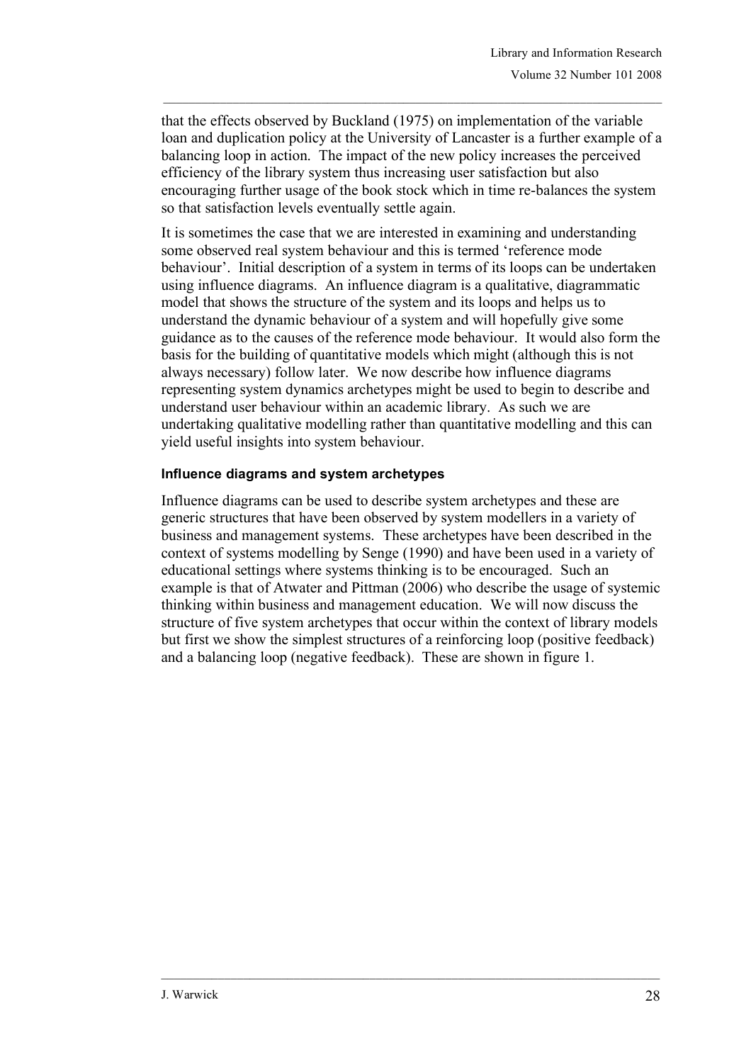that the effects observed by Buckland (1975) on implementation of the variable loan and duplication policy at the University of Lancaster is a further example of a balancing loop in action. The impact of the new policy increases the perceived efficiency of the library system thus increasing user satisfaction but also encouraging further usage of the book stock which in time re-balances the system so that satisfaction levels eventually settle again.

It is sometimes the case that we are interested in examining and understanding some observed real system behaviour and this is termed 'reference mode behaviour'. Initial description of a system in terms of its loops can be undertaken using influence diagrams. An influence diagram is a qualitative, diagrammatic model that shows the structure of the system and its loops and helps us to understand the dynamic behaviour of a system and will hopefully give some guidance as to the causes of the reference mode behaviour. It would also form the basis for the building of quantitative models which might (although this is not always necessary) follow later. We now describe how influence diagrams representing system dynamics archetypes might be used to begin to describe and understand user behaviour within an academic library. As such we are undertaking qualitative modelling rather than quantitative modelling and this can yield useful insights into system behaviour.

### Influence diagrams and system archetypes

Influence diagrams can be used to describe system archetypes and these are generic structures that have been observed by system modellers in a variety of business and management systems. These archetypes have been described in the context of systems modelling by Senge (1990) and have been used in a variety of educational settings where systems thinking is to be encouraged. Such an example is that of Atwater and Pittman (2006) who describe the usage of systemic thinking within business and management education. We will now discuss the structure of five system archetypes that occur within the context of library models but first we show the simplest structures of a reinforcing loop (positive feedback) and a balancing loop (negative feedback). These are shown in figure 1.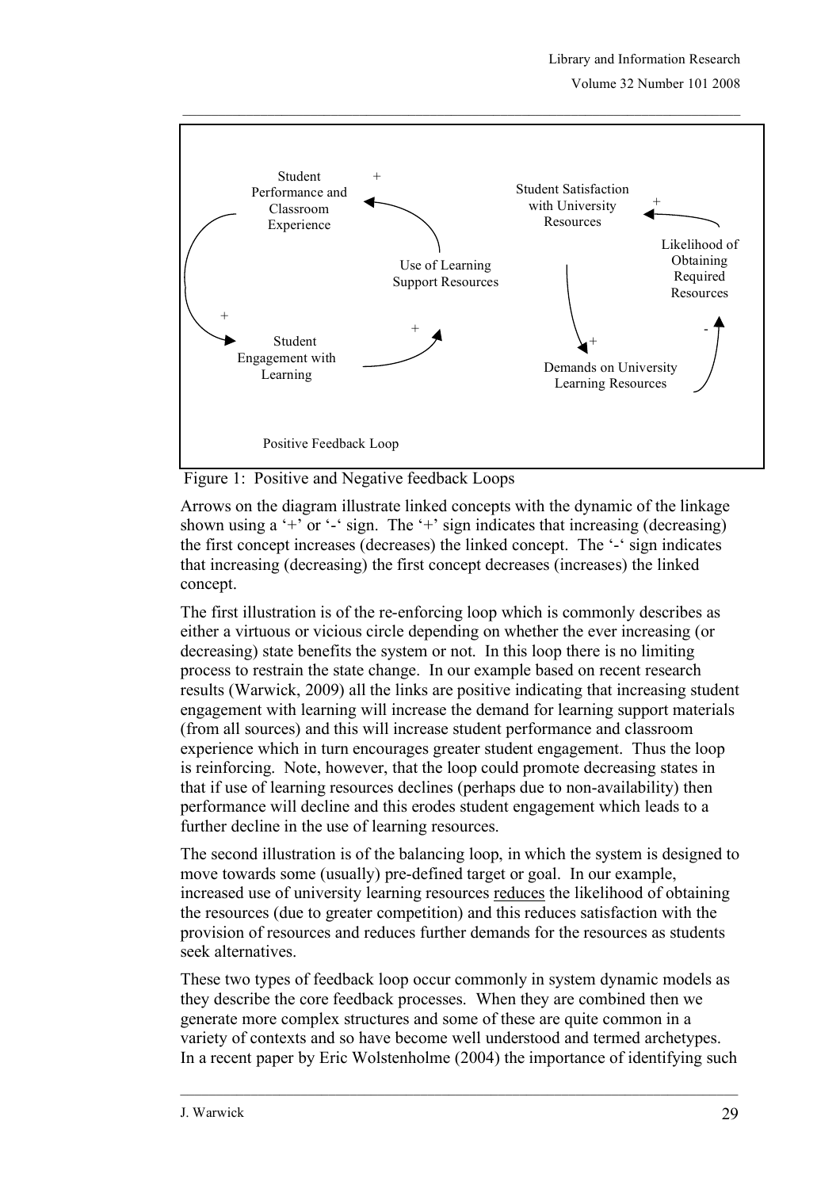Figure 1: Positive and Negative feedback Loops

Arrows on the diagram illustrate linked concepts with the dynamic of the linkage shown using a '+' or '-' sign. The '+' sign indicates that increasing (decreasing) the first concept increases (decreases) the linked concept. The '-' sign indicates that increasing (decreasing) the first concept decreases (increases) the linked concept.

The first illustration is of the re-enforcing loop which is commonly describes as either a virtuous or vicious circle depending on whether the ever increasing (or decreasing) state benefits the system or not. In this loop there is no limiting process to restrain the state change. In our example based on recent research results (Warwick, 2009) all the links are positive indicating that increasing student engagement with learning will increase the demand for learning support materials (from all sources) and this will increase student performance and classroom experience which in turn encourages greater student engagement. Thus the loop is reinforcing. Note, however, that the loop could promote decreasing states in that if use of learning resources declines (perhaps due to non-availability) then performance will decline and this erodes student engagement which leads to a further decline in the use of learning resources.

The second illustration is of the balancing loop, in which the system is designed to move towards some (usually) pre-defined target or goal. In our example, increased use of university learning resources reduces the likelihood of obtaining the resources (due to greater competition) and this reduces satisfaction with the provision of resources and reduces further demands for the resources as students seek alternatives.

These two types of feedback loop occur commonly in system dynamic models as they describe the core feedback processes. When they are combined then we generate more complex structures and some of these are quite common in a variety of contexts and so have become well understood and termed archetypes. In a recent paper by Eric Wolstenholme (2004) the importance of identifying such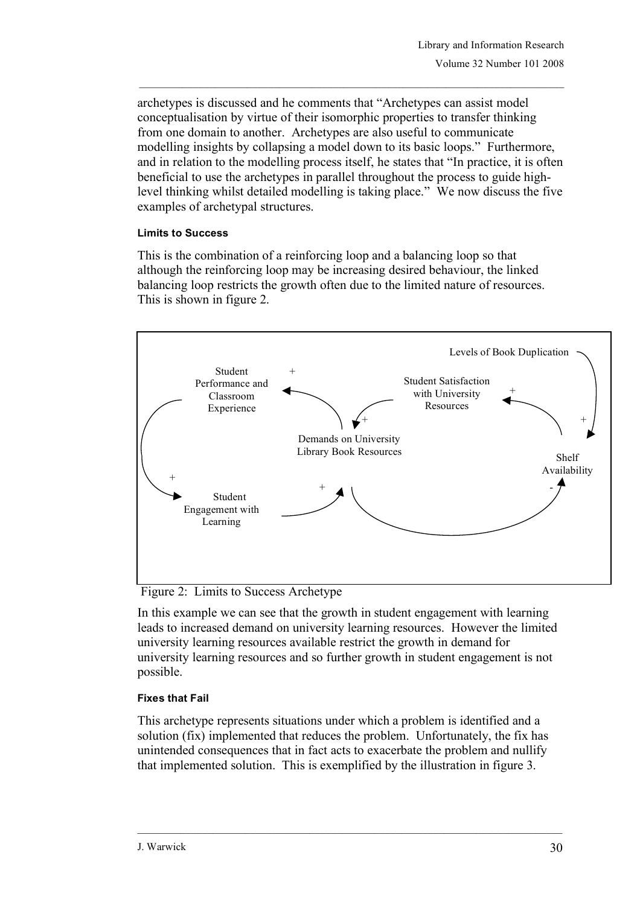archetypes is discussed and he comments that "Archetypes can assist model conceptualisation by virtue of their isomorphic properties to transfer thinking from one domain to another. Archetypes are also useful to communicate modelling insights by collapsing a model down to its basic loops." Furthermore, and in relation to the modelling process itself, he states that "In practice, it is often beneficial to use the archetypes in parallel throughout the process to guide high-level thinking whilst detailed modelling is taking place." We now discuss the five examples of archetypal structures.

#### Limits to Success

This is the combination of a reinforcing loop and a balancing loop so that although the reinforcing loop may be increasing desired behaviour, the linked balancing loop restricts the growth often due to the limited nature of resources. This is shown in figure 2.

Figure 2: Limits to Success Archetype

In this example we can see that the growth in student engagement with learning leads to increased demand on university learning resources. However the limited university learning resources available restrict the growth in demand for university learning resources and so further growth in student engagement is not possible.

#### Fixes that Fail

This archetype represents situations under which a problem is identified and a solution (fix) implemented that reduces the problem. Unfortunately, the fix has unintended consequences that in fact acts to exacerbate the problem and nullify that implemented solution. This is exemplified by the illustration in figure 3.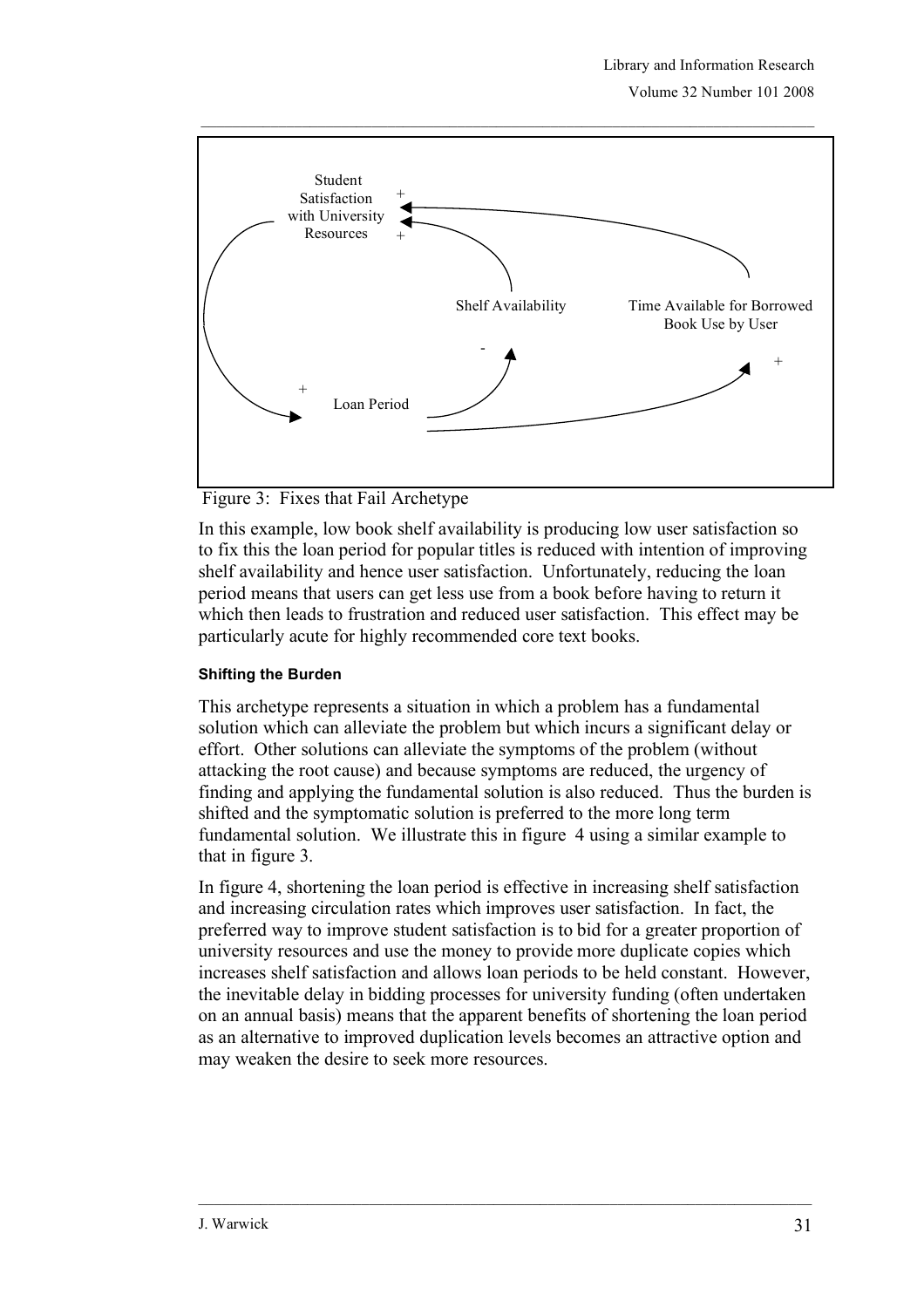Student Satisfaction with University Resources

Shelf Availability

Time Available for Borrowed Book Use by User

Loan Period

Figure 3: Fixes that Fail Archetype

In this example, low book shelf availability is producing low user satisfaction so to fix this the loan period for popular titles is reduced with intention of improving shelf availability and hence user satisfaction. Unfortunately, reducing the loan period means that users can get less use from a book before having to return it which then leads to frustration and reduced user satisfaction. This effect may be particularly acute for highly recommended core text books.

#### Shifting the Burden

This archetype represents a situation in which a problem has a fundamental solution which can alleviate the problem but which incurs a significant delay or effort. Other solutions can alleviate the symptoms of the problem (without attacking the root cause) and because symptoms are reduced, the urgency of finding and applying the fundamental solution is also reduced. Thus the burden is shifted and the symptomatic solution is preferred to the more long term fundamental solution. We illustrate this in figure 4 using a similar example to that in figure 3.

In figure 4, shortening the loan period is effective in increasing shelf satisfaction and increasing circulation rates which improves user satisfaction. In fact, the preferred way to improve student satisfaction is to bid for a greater proportion of university resources and use the money to provide more duplicate copies which increases shelf satisfaction and allows loan periods to be held constant. However, the inevitable delay in bidding processes for university funding (often undertaken on an annual basis) means that the apparent benefits of shortening the loan period as an alternative to improved duplication levels becomes an attractive option and may weaken the desire to seek more resources.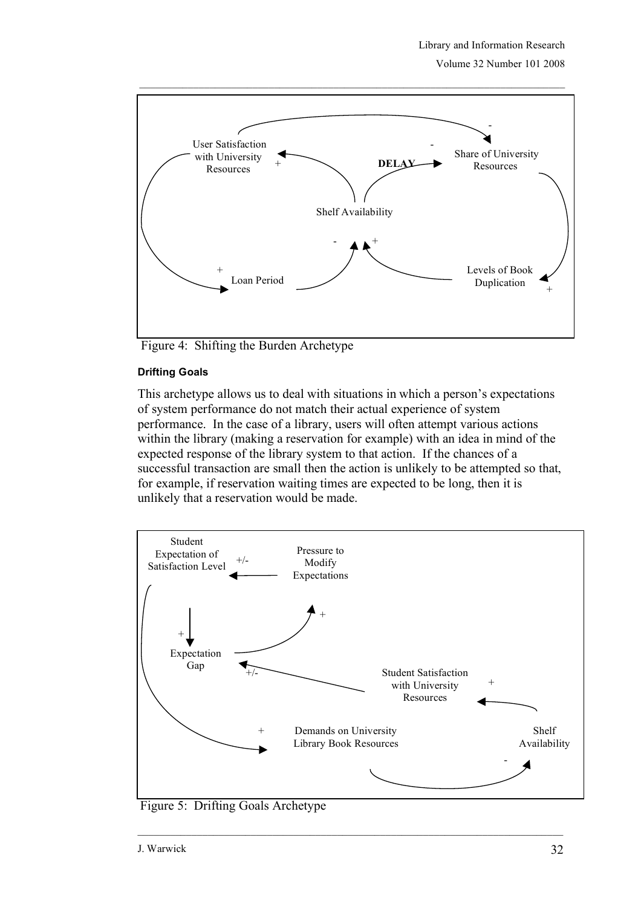Figure 4: Shifting the Burden Archetype

#### Drifting Goals

This archetype allows us to deal with situations in which a person's expectations of system performance do not match their actual experience of system performance. In the case of a library, users will often attempt various actions within the library (making a reservation for example) with an idea in mind of the expected response of the library system to that action. If the chances of a successful transaction are small then the action is unlikely to be attempted so that, for example, if reservation waiting times are expected to be long, then it is unlikely that a reservation would be made.

Figure 5: Drifting Goals Archetype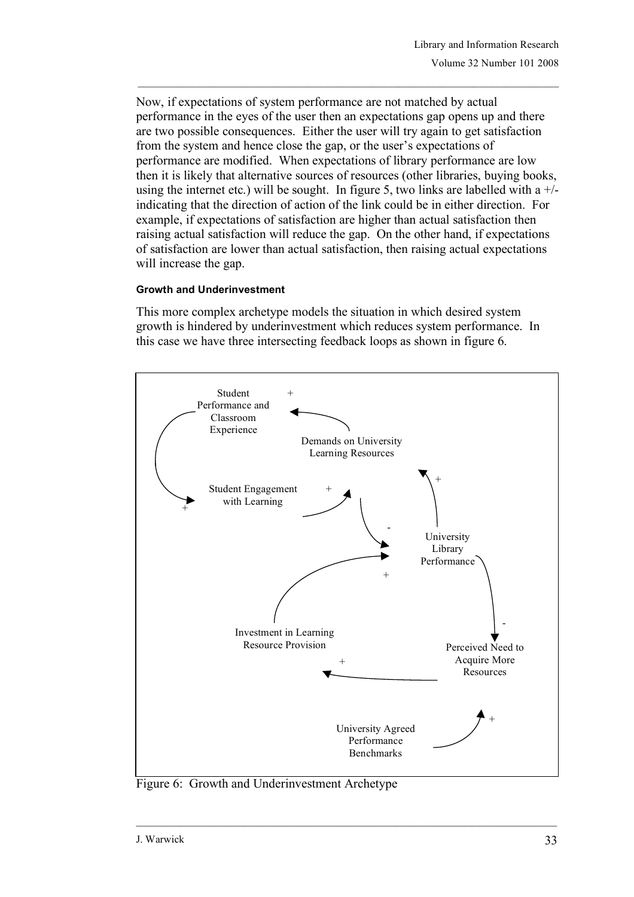Now, if expectations of system performance are not matched by actual performance in the eyes of the user then an expectations gap opens up and there are two possible consequences. Either the user will try again to get satisfaction from the system and hence close the gap, or the user's expectations of performance are modified. When expectations of library performance are low then it is likely that alternative sources of resources (other libraries, buying books, using the internet etc.) will be sought. In figure 5, two links are labelled with a +/- indicating that the direction of action of the link could be in either direction. For example, if expectations of satisfaction are higher than actual satisfaction then raising actual satisfaction will reduce the gap. On the other hand, if expectations of satisfaction are lower than actual satisfaction, then raising actual expectations will increase the gap.

#### Growth and Underinvestment

This more complex archetype models the situation in which desired system growth is hindered by underinvestment which reduces system performance. In this case we have three intersecting feedback loops as shown in figure 6.

Figure 6: Growth and Underinvestment Archetype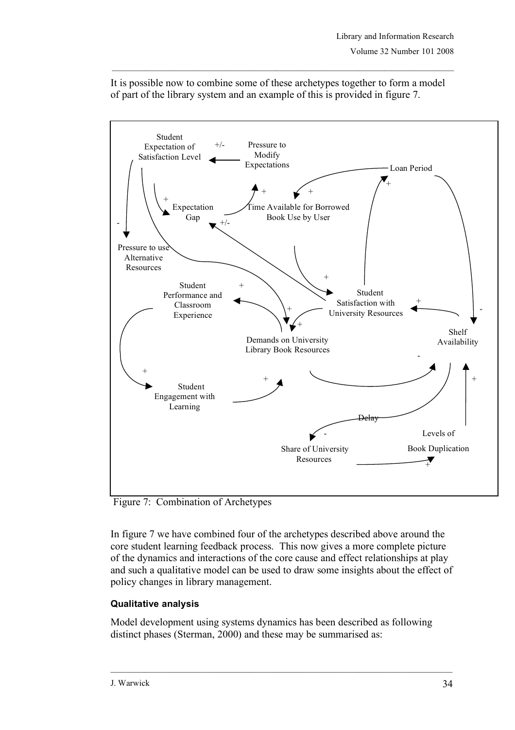It is possible now to combine some of these archetypes together to form a model of part of the library system and an example of this is provided in figure 7.

Figure 7: Combination of Archetypes

In figure 7 we have combined four of the archetypes described above around the core student learning feedback process. This now gives a more complete picture of the dynamics and interactions of the core cause and effect relationships at play and such a qualitative model can be used to draw some insights about the effect of policy changes in library management.

#### Qualitative analysis

Model development using systems dynamics has been described as following distinct phases (Sterman, 2000) and these may be summarised as: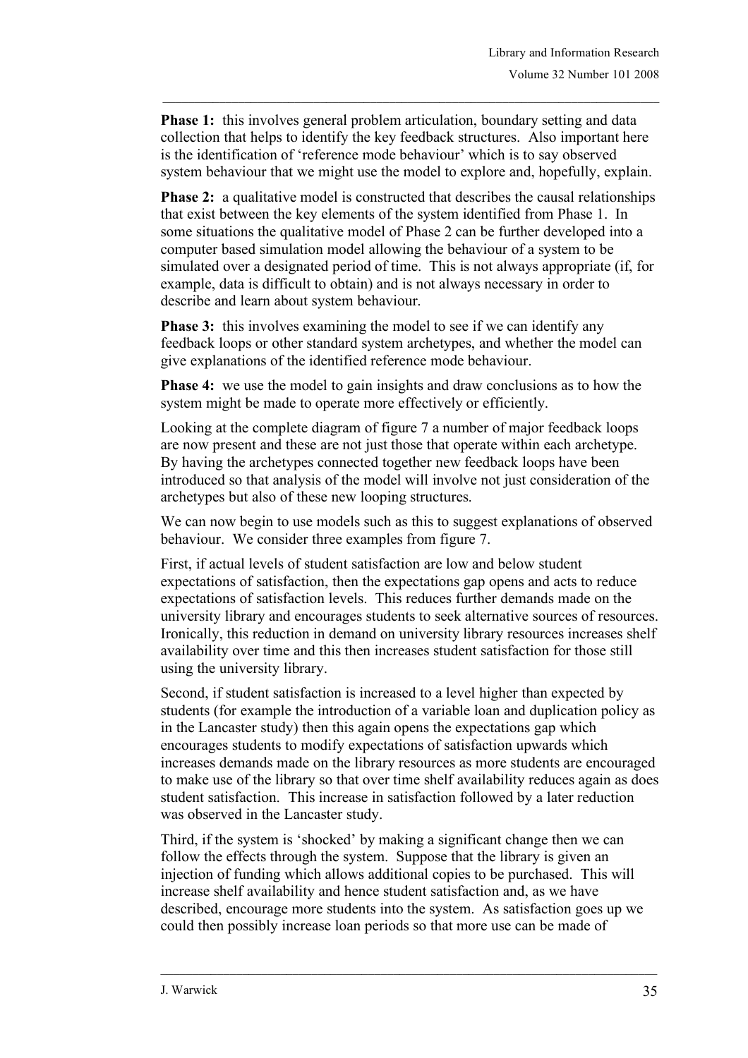**Phase 1:** this involves general problem articulation, boundary setting and data collection that helps to identify the key feedback structures. Also important here is the identification of 'reference mode behaviour' which is to say observed system behaviour that we might use the model to explore and, hopefully, explain.

**Phase 2:** a qualitative model is constructed that describes the causal relationships that exist between the key elements of the system identified from Phase 1. In some situations the qualitative model of Phase 2 can be further developed into a computer based simulation model allowing the behaviour of a system to be simulated over a designated period of time. This is not always appropriate (if, for example, data is difficult to obtain) and is not always necessary in order to describe and learn about system behaviour.

**Phase 3:** this involves examining the model to see if we can identify any feedback loops or other standard system archetypes, and whether the model can give explanations of the identified reference mode behaviour.

**Phase 4:** we use the model to gain insights and draw conclusions as to how the system might be made to operate more effectively or efficiently.

Looking at the complete diagram of figure 7 a number of major feedback loops are now present and these are not just those that operate within each archetype. By having the archetypes connected together new feedback loops have been introduced so that analysis of the model will involve not just consideration of the archetypes but also of these new looping structures.

We can now begin to use models such as this to suggest explanations of observed behaviour. We consider three examples from figure 7.

First, if actual levels of student satisfaction are low and below student expectations of satisfaction, then the expectations gap opens and acts to reduce expectations of satisfaction levels. This reduces further demands made on the university library and encourages students to seek alternative sources of resources. Ironically, this reduction in demand on university library resources increases shelf availability over time and this then increases student satisfaction for those still using the university library.

Second, if student satisfaction is increased to a level higher than expected by students (for example the introduction of a variable loan and duplication policy as in the Lancaster study) then this again opens the expectations gap which encourages students to modify expectations of satisfaction upwards which increases demands made on the library resources as more students are encouraged to make use of the library so that over time shelf availability reduces again as does student satisfaction. This increase in satisfaction followed by a later reduction was observed in the Lancaster study.

Third, if the system is 'shocked' by making a significant change then we can follow the effects through the system. Suppose that the library is given an injection of funding which allows additional copies to be purchased. This will increase shelf availability and hence student satisfaction and, as we have described, encourage more students into the system. As satisfaction goes up we could then possibly increase loan periods so that more use can be made of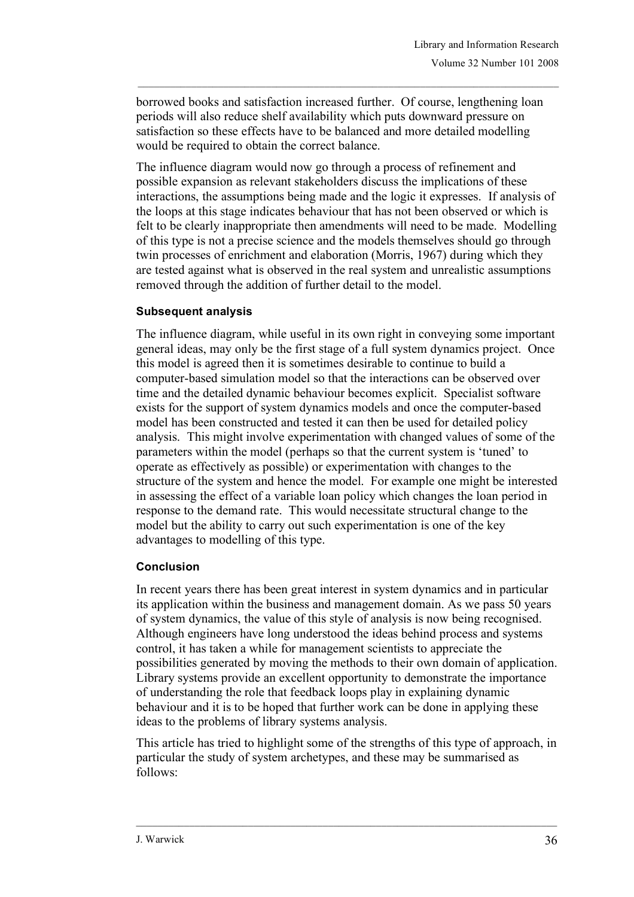borrowed books and satisfaction increased further. Of course, lengthening loan periods will also reduce shelf availability which puts downward pressure on satisfaction so these effects have to be balanced and more detailed modelling would be required to obtain the correct balance.

The influence diagram would now go through a process of refinement and possible expansion as relevant stakeholders discuss the implications of these interactions, the assumptions being made and the logic it expresses. If analysis of the loops at this stage indicates behaviour that has not been observed or which is felt to be clearly inappropriate then amendments will need to be made. Modelling of this type is not a precise science and the models themselves should go through twin processes of enrichment and elaboration (Morris, 1967) during which they are tested against what is observed in the real system and unrealistic assumptions removed through the addition of further detail to the model.

### Subsequent analysis

The influence diagram, while useful in its own right in conveying some important general ideas, may only be the first stage of a full system dynamics project. Once this model is agreed then it is sometimes desirable to continue to build a computer-based simulation model so that the interactions can be observed over time and the detailed dynamic behaviour becomes explicit. Specialist software exists for the support of system dynamics models and once the computer-based model has been constructed and tested it can then be used for detailed policy analysis. This might involve experimentation with changed values of some of the parameters within the model (perhaps so that the current system is 'tuned' to operate as effectively as possible) or experimentation with changes to the structure of the system and hence the model. For example one might be interested in assessing the effect of a variable loan policy which changes the loan period in response to the demand rate. This would necessitate structural change to the model but the ability to carry out such experimentation is one of the key advantages to modelling of this type.

### Conclusion

In recent years there has been great interest in system dynamics and in particular its application within the business and management domain. As we pass 50 years of system dynamics, the value of this style of analysis is now being recognised. Although engineers have long understood the ideas behind process and systems control, it has taken a while for management scientists to appreciate the possibilities generated by moving the methods to their own domain of application. Library systems provide an excellent opportunity to demonstrate the importance of understanding the role that feedback loops play in explaining dynamic behaviour and it is to be hoped that further work can be done in applying these ideas to the problems of library systems analysis.

This article has tried to highlight some of the strengths of this type of approach, in particular the study of system archetypes, and these may be summarised as follows: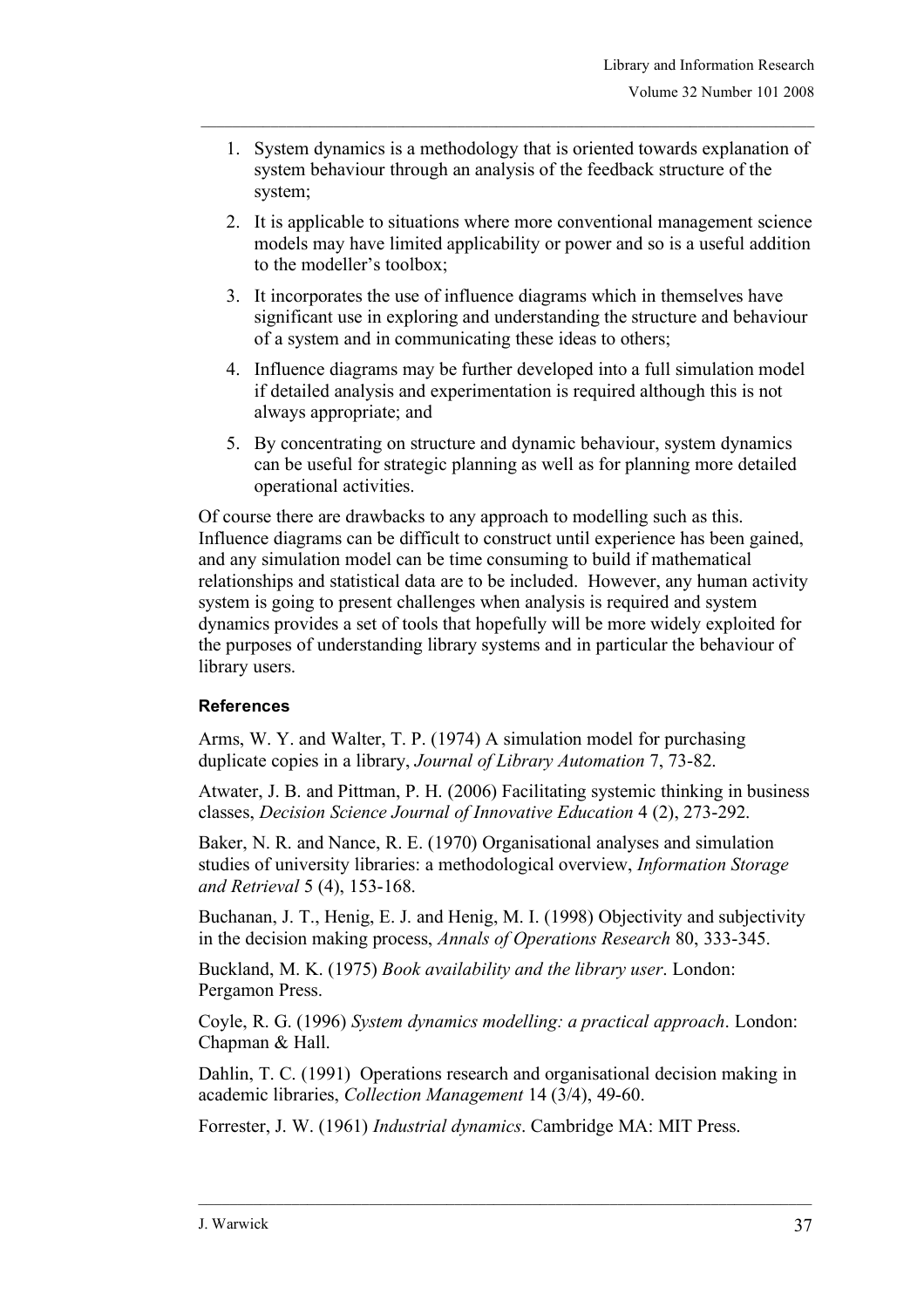1. System dynamics is a methodology that is oriented towards explanation of system behaviour through an analysis of the feedback structure of the system;
2. It is applicable to situations where more conventional management science models may have limited applicability or power and so is a useful addition to the modeller's toolbox;
3. It incorporates the use of influence diagrams which in themselves have significant use in exploring and understanding the structure and behaviour of a system and in communicating these ideas to others;
4. Influence diagrams may be further developed into a full simulation model if detailed analysis and experimentation is required although this is not always appropriate; and
5. By concentrating on structure and dynamic behaviour, system dynamics can be useful for strategic planning as well as for planning more detailed operational activities.

Of course there are drawbacks to any approach to modelling such as this. Influence diagrams can be difficult to construct until experience has been gained, and any simulation model can be time consuming to build if mathematical relationships and statistical data are to be included. However, any human activity system is going to present challenges when analysis is required and system dynamics provides a set of tools that hopefully will be more widely exploited for the purposes of understanding library systems and in particular the behaviour of library users.

### References

Arms, W. Y. and Walter, T. P. (1974) A simulation model for purchasing duplicate copies in a library, *Journal of Library Automation* 7, 73-82.

Atwater, J. B. and Pittman, P. H. (2006) Facilitating systemic thinking in business classes, *Decision Science Journal of Innovative Education* 4 (2), 273-292.

Baker, N. R. and Nance, R. E. (1970) Organisational analyses and simulation studies of university libraries: a methodological overview, *Information Storage and Retrieval* 5 (4), 153-168.

Buchanan, J. T., Henig, E. J. and Henig, M. I. (1998) Objectivity and subjectivity in the decision making process, *Annals of Operations Research* 80, 333-345.

Buckland, M. K. (1975) *Book availability and the library user*. London: Pergamon Press.

Coyle, R. G. (1996) *System dynamics modelling: a practical approach*. London: Chapman & Hall.

Dahlin, T. C. (1991) Operations research and organisational decision making in academic libraries, *Collection Management* 14 (3/4), 49-60.

Forrester, J. W. (1961) *Industrial dynamics*. Cambridge MA: MIT Press.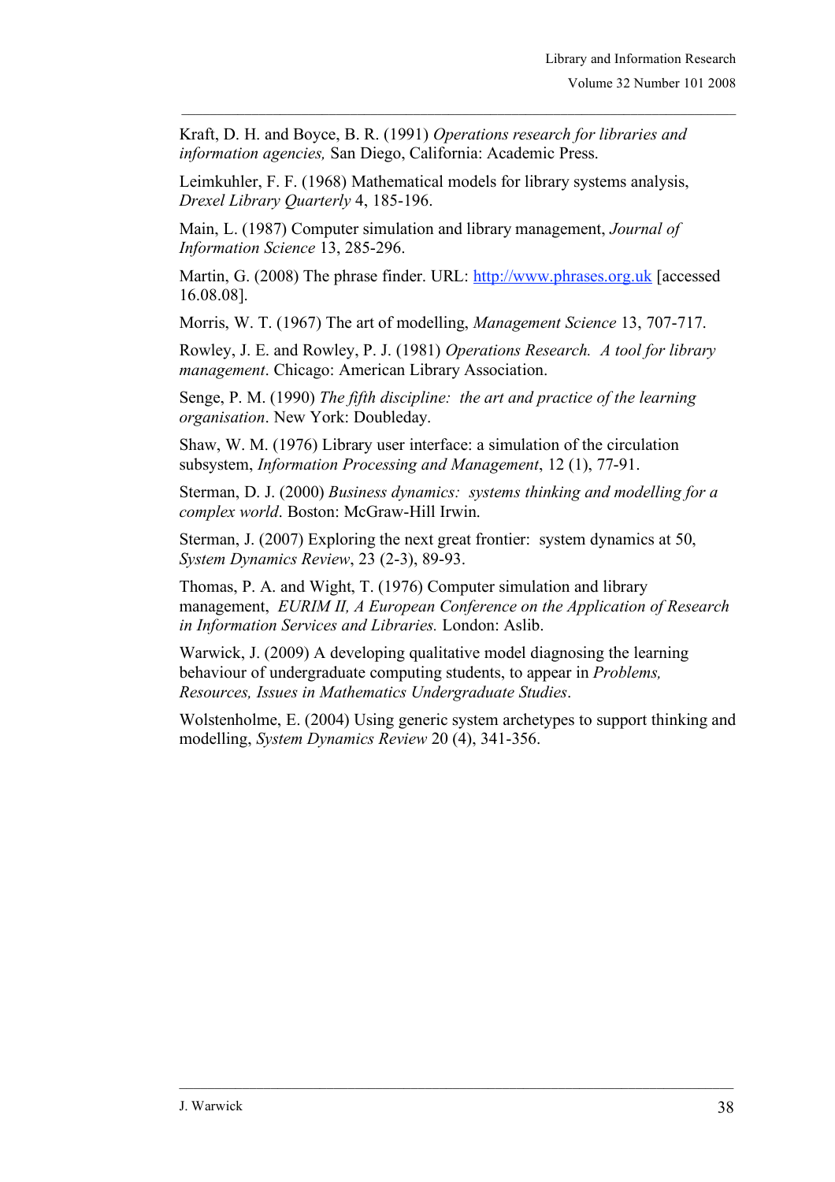Kraft, D. H. and Boyce, B. R. (1991) *Operations research for libraries and information agencies,* San Diego, California: Academic Press.

Leimkuhler, F. F. (1968) Mathematical models for library systems analysis, *Drexel Library Quarterly* 4, 185-196.

Main, L. (1987) Computer simulation and library management, *Journal of Information Science* 13, 285-296.

Martin, G. (2008) The phrase finder. URL: [http://www.phrases.org.uk](http://www.phrases.org.uk) [accessed 16.08.08].

Morris, W. T. (1967) The art of modelling, *Management Science* 13, 707-717.

Rowley, J. E. and Rowley, P. J. (1981) *Operations Research. A tool for library management*. Chicago: American Library Association.

Senge, P. M. (1990) *The fifth discipline: the art and practice of the learning organisation*. New York: Doubleday.

Shaw, W. M. (1976) Library user interface: a simulation of the circulation subsystem, *Information Processing and Management*, 12 (1), 77-91.

Sterman, D. J. (2000) *Business dynamics: systems thinking and modelling for a complex world*. Boston: McGraw-Hill Irwin.

Sterman, J. (2007) Exploring the next great frontier: system dynamics at 50, *System Dynamics Review*, 23 (2-3), 89-93.

Thomas, P. A. and Wight, T. (1976) Computer simulation and library management, *EURIM II, A European Conference on the Application of Research in Information Services and Libraries.* London: Aslib.

Warwick, J. (2009) A developing qualitative model diagnosing the learning behaviour of undergraduate computing students, to appear in *Problems, Resources, Issues in Mathematics Undergraduate Studies*.

Wolstenholme, E. (2004) Using generic system archetypes to support thinking and modelling, *System Dynamics Review* 20 (4), 341-356.